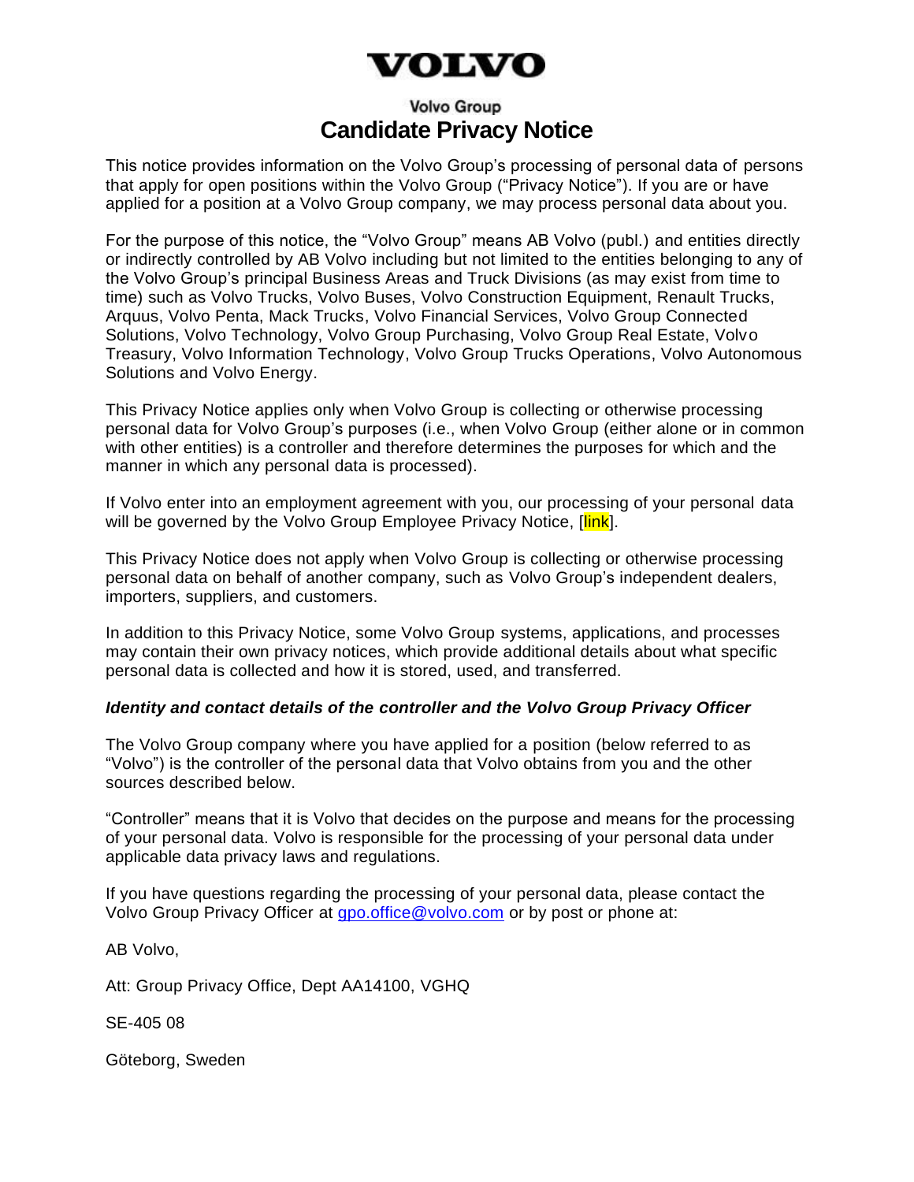# VOLVO

Volvo Group

# Candidate Privacy Notice

This notice provides information on the Volvo Group's processing of personal data of persons that apply for open positions within the Volvo Group ("Privacy Notice"). If you are or have applied for a position at a Volvo Group company, we may process personal data about you.

For the purpose of this notice, the "Volvo Group" means AB Volvo (publ.) and entities directly or indirectly controlled by AB Volvo including but not limited to the entities belonging to any of the Volvo Group's principal Business Areas and Truck Divisions (as may exist from time to time) such as Volvo Trucks, Volvo Buses, Volvo Construction Equipment, Renault Trucks, Arquus, Volvo Penta, Mack Trucks, Volvo Financial Services, Volvo Group Connected Solutions, Volvo Technology, Volvo Group Purchasing, Volvo Group Real Estate, Volvo Treasury, Volvo Information Technology, Volvo Group Trucks Operations, Volvo Autonomous Solutions and Volvo Energy.

This Privacy Notice applies only when Volvo Group is collecting or otherwise processing personal data for Volvo Group's purposes (i.e., when Volvo Group (either alone or in common with other entities) is a controller and therefore determines the purposes for which and the manner in which any personal data is processed).

If Volvo enter into an employment agreement with you, our processing of your personal data will be governed by the Volvo Group Employee Privacy Notice, [link].

This Privacy Notice does not apply when Volvo Group is collecting or otherwise processing personal data on behalf of another company, such as Volvo Group's independent dealers, importers, suppliers, and customers.

In addition to this Privacy Notice, some Volvo Group systems, applications, and processes may contain their own privacy notices, which provide additional details about what specific personal data is collected and how it is stored, used, and transferred.

***Identity and contact details of the controller and the Volvo Group Privacy Officer***

The Volvo Group company where you have applied for a position (below referred to as "Volvo") is the controller of the personal data that Volvo obtains from you and the other sources described below.

"Controller" means that it is Volvo that decides on the purpose and means for the processing of your personal data. Volvo is responsible for the processing of your personal data under applicable data privacy laws and regulations.

If you have questions regarding the processing of your personal data, please contact the Volvo Group Privacy Officer at gpo.office@volvo.com or by post or phone at:

AB Volvo,

Att: Group Privacy Office, Dept AA14100, VGHQ

SE-405 08

Göteborg, Sweden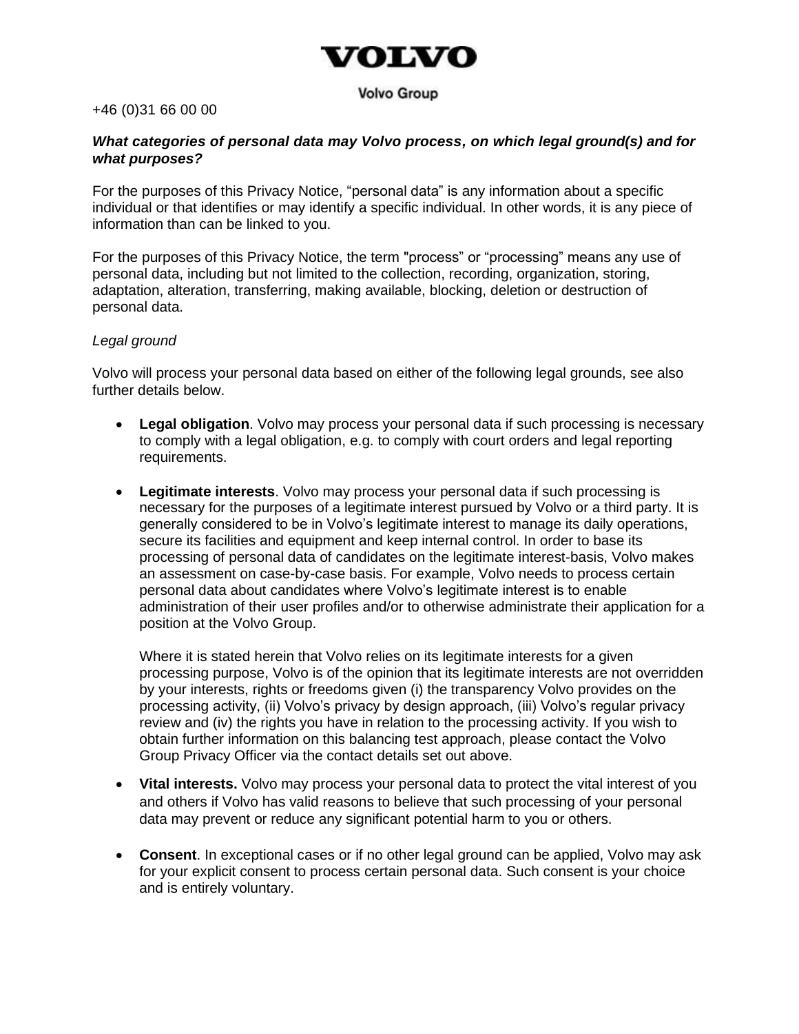+46 (0)31 66 00 00

***What categories of personal data may Volvo process, on which legal ground(s) and for what purposes?***

For the purposes of this Privacy Notice, "personal data" is any information about a specific individual or that identifies or may identify a specific individual. In other words, it is any piece of information than can be linked to you.

For the purposes of this Privacy Notice, the term "process" or "processing" means any use of personal data, including but not limited to the collection, recording, organization, storing, adaptation, alteration, transferring, making available, blocking, deletion or destruction of personal data.

*Legal ground*

Volvo will process your personal data based on either of the following legal grounds, see also further details below.

- **Legal obligation**. Volvo may process your personal data if such processing is necessary to comply with a legal obligation, e.g. to comply with court orders and legal reporting requirements.

- **Legitimate interests**. Volvo may process your personal data if such processing is necessary for the purposes of a legitimate interest pursued by Volvo or a third party. It is generally considered to be in Volvo's legitimate interest to manage its daily operations, secure its facilities and equipment and keep internal control. In order to base its processing of personal data of candidates on the legitimate interest-basis, Volvo makes an assessment on case-by-case basis. For example, Volvo needs to process certain personal data about candidates where Volvo's legitimate interest is to enable administration of their user profiles and/or to otherwise administrate their application for a position at the Volvo Group.

  Where it is stated herein that Volvo relies on its legitimate interests for a given processing purpose, Volvo is of the opinion that its legitimate interests are not overridden by your interests, rights or freedoms given (i) the transparency Volvo provides on the processing activity, (ii) Volvo's privacy by design approach, (iii) Volvo's regular privacy review and (iv) the rights you have in relation to the processing activity. If you wish to obtain further information on this balancing test approach, please contact the Volvo Group Privacy Officer via the contact details set out above.

- **Vital interests.** Volvo may process your personal data to protect the vital interest of you and others if Volvo has valid reasons to believe that such processing of your personal data may prevent or reduce any significant potential harm to you or others.

- **Consent**. In exceptional cases or if no other legal ground can be applied, Volvo may ask for your explicit consent to process certain personal data. Such consent is your choice and is entirely voluntary.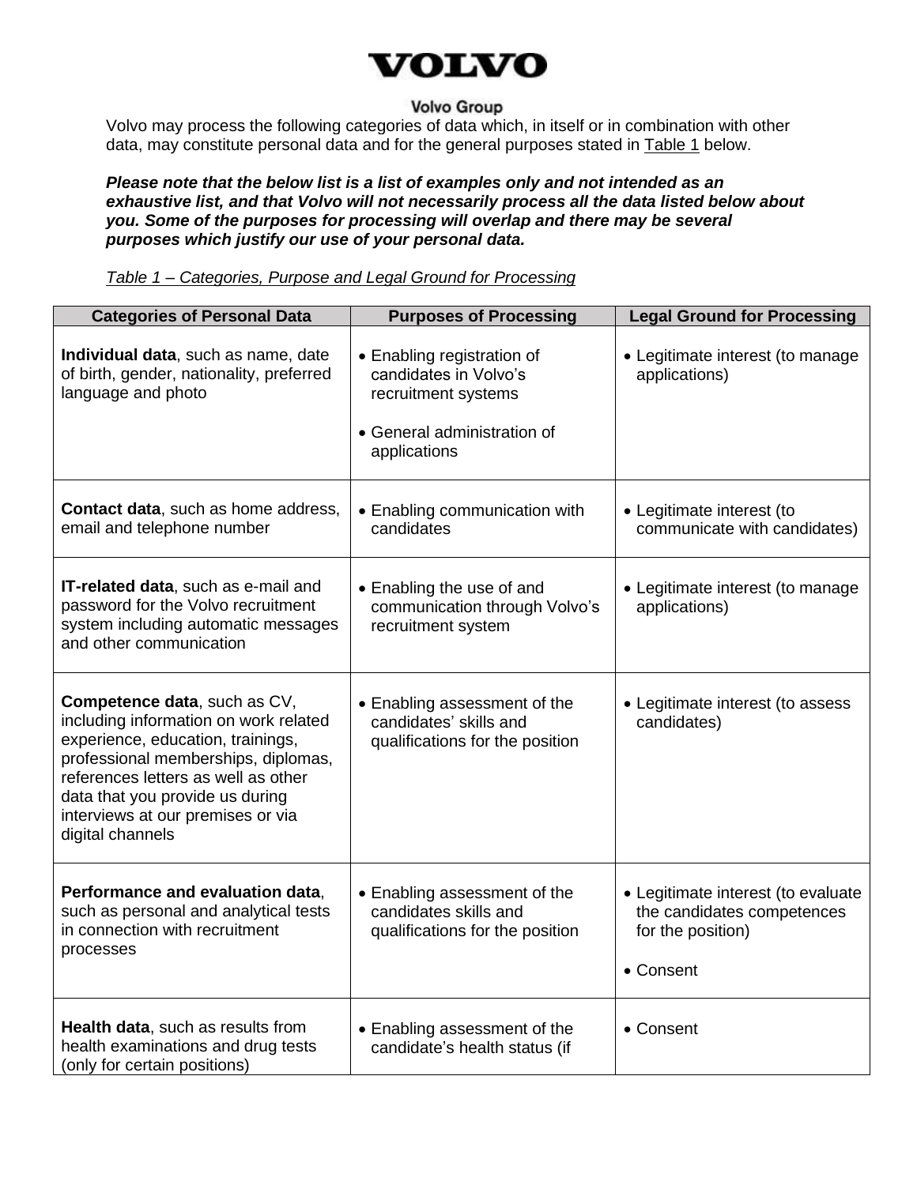Volvo may process the following categories of data which, in itself or in combination with other data, may constitute personal data and for the general purposes stated in Table 1 below.

***Please note that the below list is a list of examples only and not intended as an exhaustive list, and that Volvo will not necessarily process all the data listed below about you. Some of the purposes for processing will overlap and there may be several purposes which justify our use of your personal data.***

*Table 1 – Categories, Purpose and Legal Ground for Processing*

| Categories of Personal Data | Purposes of Processing | Legal Ground for Processing |
|---|---|---|
| **Individual data**, such as name, date of birth, gender, nationality, preferred language and photo | • Enabling registration of candidates in Volvo's recruitment systems<br>• General administration of applications | • Legitimate interest (to manage applications) |
| **Contact data**, such as home address, email and telephone number | • Enabling communication with candidates | • Legitimate interest (to communicate with candidates) |
| **IT-related data**, such as e-mail and password for the Volvo recruitment system including automatic messages and other communication | • Enabling the use of and communication through Volvo's recruitment system | • Legitimate interest (to manage applications) |
| **Competence data**, such as CV, including information on work related experience, education, trainings, professional memberships, diplomas, references letters as well as other data that you provide us during interviews at our premises or via digital channels | • Enabling assessment of the candidates' skills and qualifications for the position | • Legitimate interest (to assess candidates) |
| **Performance and evaluation data**, such as personal and analytical tests in connection with recruitment processes | • Enabling assessment of the candidates skills and qualifications for the position | • Legitimate interest (to evaluate the candidates competences for the position)<br>• Consent |
| **Health data**, such as results from health examinations and drug tests (only for certain positions) | • Enabling assessment of the candidate's health status (if | • Consent |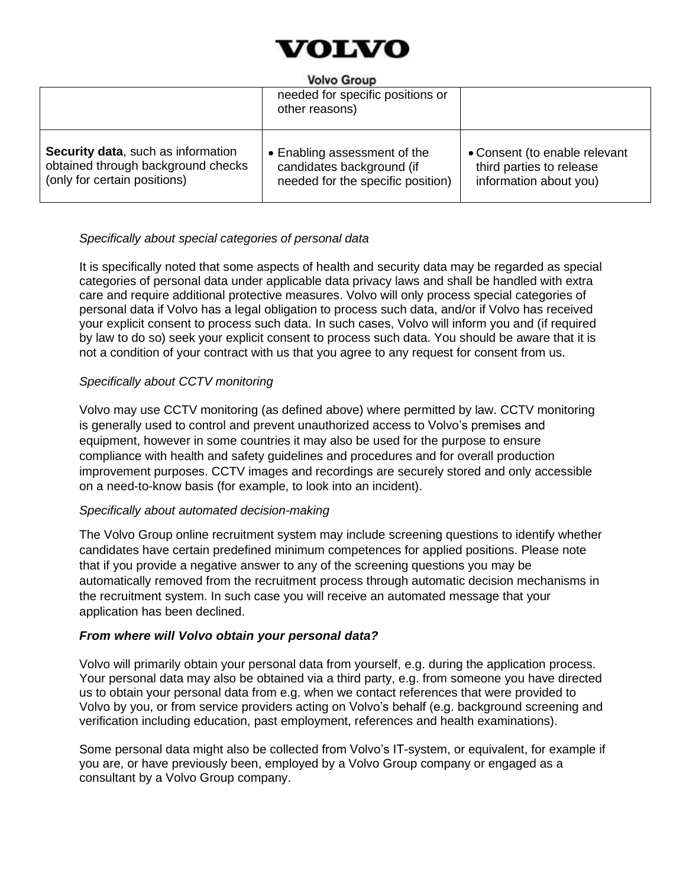|  |  |  |
| --- | --- | --- |
|  | needed for specific positions or other reasons) |  |
| **Security data**, such as information obtained through background checks (only for certain positions) | • Enabling assessment of the candidates background (if needed for the specific position) | • Consent (to enable relevant third parties to release information about you) |

*Specifically about special categories of personal data*

It is specifically noted that some aspects of health and security data may be regarded as special categories of personal data under applicable data privacy laws and shall be handled with extra care and require additional protective measures. Volvo will only process special categories of personal data if Volvo has a legal obligation to process such data, and/or if Volvo has received your explicit consent to process such data. In such cases, Volvo will inform you and (if required by law to do so) seek your explicit consent to process such data. You should be aware that it is not a condition of your contract with us that you agree to any request for consent from us.

*Specifically about CCTV monitoring*

Volvo may use CCTV monitoring (as defined above) where permitted by law. CCTV monitoring is generally used to control and prevent unauthorized access to Volvo's premises and equipment, however in some countries it may also be used for the purpose to ensure compliance with health and safety guidelines and procedures and for overall production improvement purposes. CCTV images and recordings are securely stored and only accessible on a need-to-know basis (for example, to look into an incident).

*Specifically about automated decision-making*

The Volvo Group online recruitment system may include screening questions to identify whether candidates have certain predefined minimum competences for applied positions. Please note that if you provide a negative answer to any of the screening questions you may be automatically removed from the recruitment process through automatic decision mechanisms in the recruitment system. In such case you will receive an automated message that your application has been declined.

***From where will Volvo obtain your personal data?***

Volvo will primarily obtain your personal data from yourself, e.g. during the application process. Your personal data may also be obtained via a third party, e.g. from someone you have directed us to obtain your personal data from e.g. when we contact references that were provided to Volvo by you, or from service providers acting on Volvo's behalf (e.g. background screening and verification including education, past employment, references and health examinations).

Some personal data might also be collected from Volvo's IT-system, or equivalent, for example if you are, or have previously been, employed by a Volvo Group company or engaged as a consultant by a Volvo Group company.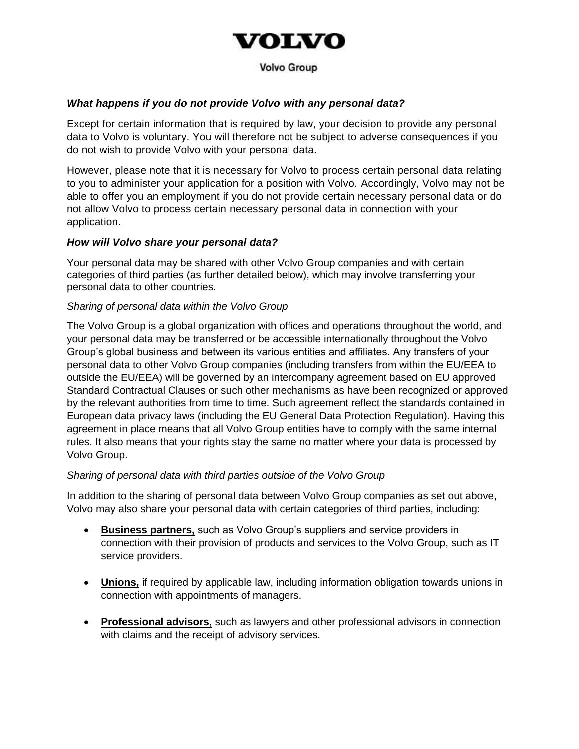### *What happens if you do not provide Volvo with any personal data?*

Except for certain information that is required by law, your decision to provide any personal data to Volvo is voluntary. You will therefore not be subject to adverse consequences if you do not wish to provide Volvo with your personal data.

However, please note that it is necessary for Volvo to process certain personal data relating to you to administer your application for a position with Volvo. Accordingly, Volvo may not be able to offer you an employment if you do not provide certain necessary personal data or do not allow Volvo to process certain necessary personal data in connection with your application.

### *How will Volvo share your personal data?*

Your personal data may be shared with other Volvo Group companies and with certain categories of third parties (as further detailed below), which may involve transferring your personal data to other countries.

*Sharing of personal data within the Volvo Group*

The Volvo Group is a global organization with offices and operations throughout the world, and your personal data may be transferred or be accessible internationally throughout the Volvo Group's global business and between its various entities and affiliates. Any transfers of your personal data to other Volvo Group companies (including transfers from within the EU/EEA to outside the EU/EEA) will be governed by an intercompany agreement based on EU approved Standard Contractual Clauses or such other mechanisms as have been recognized or approved by the relevant authorities from time to time. Such agreement reflect the standards contained in European data privacy laws (including the EU General Data Protection Regulation). Having this agreement in place means that all Volvo Group entities have to comply with the same internal rules. It also means that your rights stay the same no matter where your data is processed by Volvo Group.

*Sharing of personal data with third parties outside of the Volvo Group*

In addition to the sharing of personal data between Volvo Group companies as set out above, Volvo may also share your personal data with certain categories of third parties, including:

- **Business partners,** such as Volvo Group's suppliers and service providers in connection with their provision of products and services to the Volvo Group, such as IT service providers.

- **Unions,** if required by applicable law, including information obligation towards unions in connection with appointments of managers.

- **Professional advisors**, such as lawyers and other professional advisors in connection with claims and the receipt of advisory services.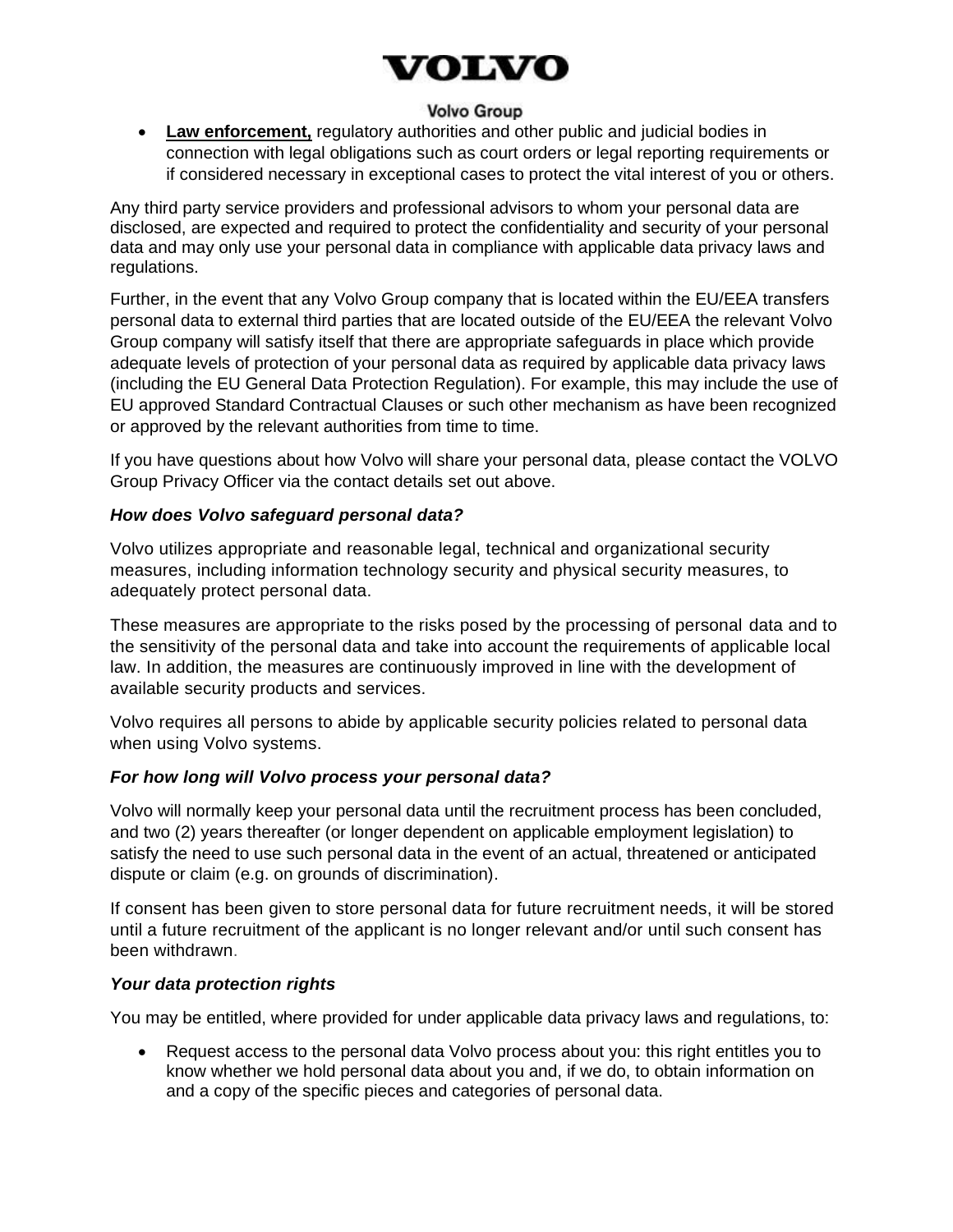- **Law enforcement,** regulatory authorities and other public and judicial bodies in connection with legal obligations such as court orders or legal reporting requirements or if considered necessary in exceptional cases to protect the vital interest of you or others.

Any third party service providers and professional advisors to whom your personal data are disclosed, are expected and required to protect the confidentiality and security of your personal data and may only use your personal data in compliance with applicable data privacy laws and regulations.

Further, in the event that any Volvo Group company that is located within the EU/EEA transfers personal data to external third parties that are located outside of the EU/EEA the relevant Volvo Group company will satisfy itself that there are appropriate safeguards in place which provide adequate levels of protection of your personal data as required by applicable data privacy laws (including the EU General Data Protection Regulation). For example, this may include the use of EU approved Standard Contractual Clauses or such other mechanism as have been recognized or approved by the relevant authorities from time to time.

If you have questions about how Volvo will share your personal data, please contact the VOLVO Group Privacy Officer via the contact details set out above.

### *How does Volvo safeguard personal data?*

Volvo utilizes appropriate and reasonable legal, technical and organizational security measures, including information technology security and physical security measures, to adequately protect personal data.

These measures are appropriate to the risks posed by the processing of personal data and to the sensitivity of the personal data and take into account the requirements of applicable local law. In addition, the measures are continuously improved in line with the development of available security products and services.

Volvo requires all persons to abide by applicable security policies related to personal data when using Volvo systems.

### *For how long will Volvo process your personal data?*

Volvo will normally keep your personal data until the recruitment process has been concluded, and two (2) years thereafter (or longer dependent on applicable employment legislation) to satisfy the need to use such personal data in the event of an actual, threatened or anticipated dispute or claim (e.g. on grounds of discrimination).

If consent has been given to store personal data for future recruitment needs, it will be stored until a future recruitment of the applicant is no longer relevant and/or until such consent has been withdrawn.

### *Your data protection rights*

You may be entitled, where provided for under applicable data privacy laws and regulations, to:

- Request access to the personal data Volvo process about you: this right entitles you to know whether we hold personal data about you and, if we do, to obtain information on and a copy of the specific pieces and categories of personal data.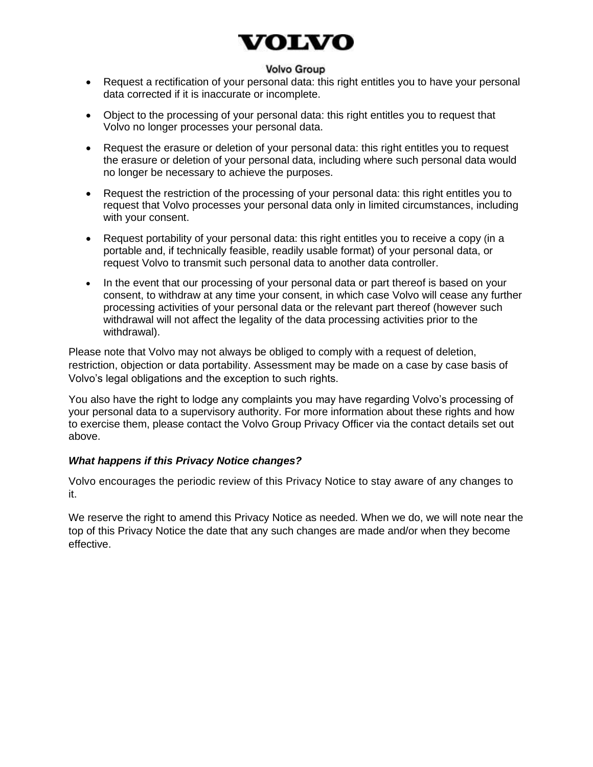- Request a rectification of your personal data: this right entitles you to have your personal data corrected if it is inaccurate or incomplete.
- Object to the processing of your personal data: this right entitles you to request that Volvo no longer processes your personal data.
- Request the erasure or deletion of your personal data: this right entitles you to request the erasure or deletion of your personal data, including where such personal data would no longer be necessary to achieve the purposes.
- Request the restriction of the processing of your personal data: this right entitles you to request that Volvo processes your personal data only in limited circumstances, including with your consent.
- Request portability of your personal data: this right entitles you to receive a copy (in a portable and, if technically feasible, readily usable format) of your personal data, or request Volvo to transmit such personal data to another data controller.
- In the event that our processing of your personal data or part thereof is based on your consent, to withdraw at any time your consent, in which case Volvo will cease any further processing activities of your personal data or the relevant part thereof (however such withdrawal will not affect the legality of the data processing activities prior to the withdrawal).

Please note that Volvo may not always be obliged to comply with a request of deletion, restriction, objection or data portability. Assessment may be made on a case by case basis of Volvo's legal obligations and the exception to such rights.

You also have the right to lodge any complaints you may have regarding Volvo's processing of your personal data to a supervisory authority. For more information about these rights and how to exercise them, please contact the Volvo Group Privacy Officer via the contact details set out above.

***What happens if this Privacy Notice changes?***

Volvo encourages the periodic review of this Privacy Notice to stay aware of any changes to it.

We reserve the right to amend this Privacy Notice as needed. When we do, we will note near the top of this Privacy Notice the date that any such changes are made and/or when they become effective.